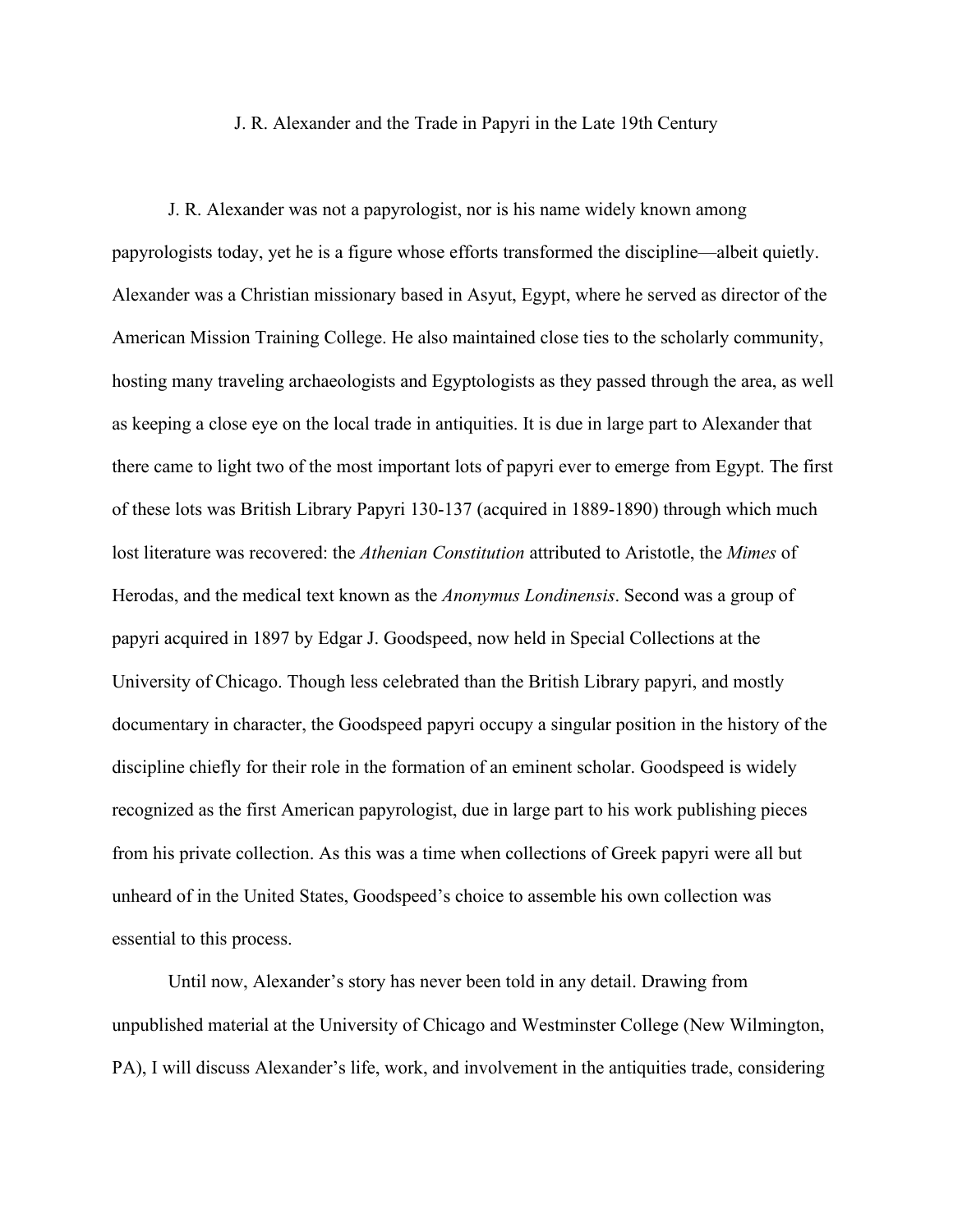# J. R. Alexander and the Trade in Papyri in the Late 19th Century

J. R. Alexander was not a papyrologist, nor is his name widely known among papyrologists today, yet he is a figure whose efforts transformed the discipline—albeit quietly. Alexander was a Christian missionary based in Asyut, Egypt, where he served as director of the American Mission Training College. He also maintained close ties to the scholarly community, hosting many traveling archaeologists and Egyptologists as they passed through the area, as well as keeping a close eye on the local trade in antiquities. It is due in large part to Alexander that there came to light two of the most important lots of papyri ever to emerge from Egypt. The first of these lots was British Library Papyri 130-137 (acquired in 1889-1890) through which much lost literature was recovered: the *Athenian Constitution* attributed to Aristotle, the *Mimes* of Herodas, and the medical text known as the *Anonymus Londinensis*. Second was a group of papyri acquired in 1897 by Edgar J. Goodspeed, now held in Special Collections at the University of Chicago. Though less celebrated than the British Library papyri, and mostly documentary in character, the Goodspeed papyri occupy a singular position in the history of the discipline chiefly for their role in the formation of an eminent scholar. Goodspeed is widely recognized as the first American papyrologist, due in large part to his work publishing pieces from his private collection. As this was a time when collections of Greek papyri were all but unheard of in the United States, Goodspeed's choice to assemble his own collection was essential to this process.

Until now, Alexander's story has never been told in any detail. Drawing from unpublished material at the University of Chicago and Westminster College (New Wilmington, PA), I will discuss Alexander's life, work, and involvement in the antiquities trade, considering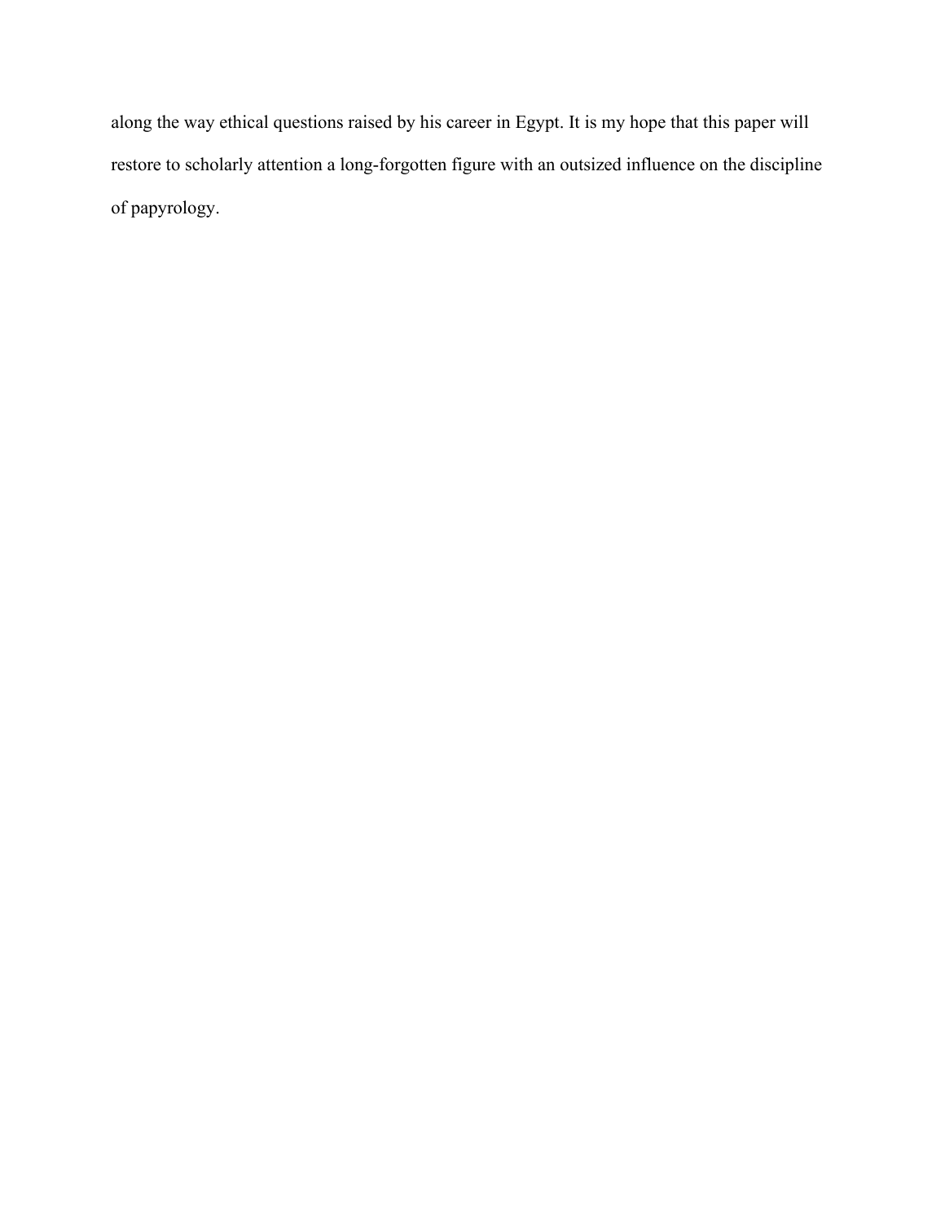along the way ethical questions raised by his career in Egypt. It is my hope that this paper will restore to scholarly attention a long-forgotten figure with an outsized influence on the discipline of papyrology.